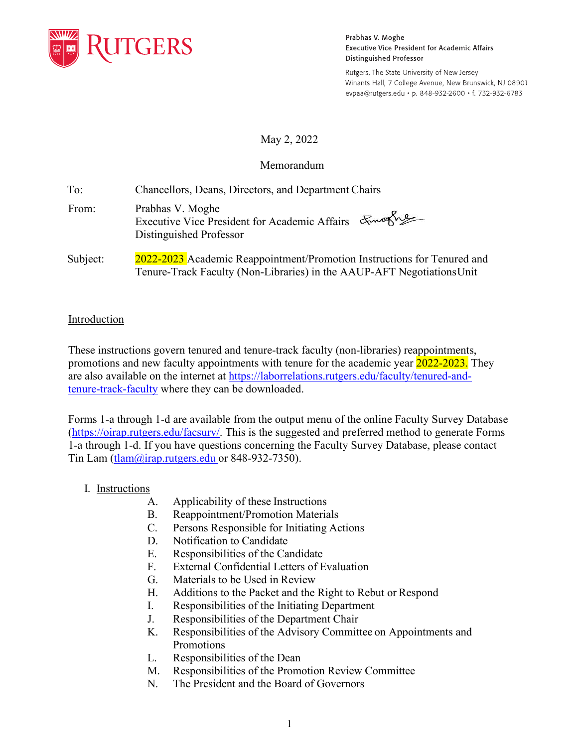RUTGERS

Prabhas V. Moghe
Executive Vice President for Academic Affairs
Distinguished Professor

Rutgers, The State University of New Jersey
Winants Hall, 7 College Avenue, New Brunswick, NJ 08901
evpaa@rutgers.edu • p. 848-932-2600 • f. 732-932-6783

May 2, 2022

Memorandum

To: Chancellors, Deans, Directors, and Department Chairs

From: Prabhas V. Moghe
Executive Vice President for Academic Affairs
Distinguished Professor

Subject: 2022-2023 Academic Reappointment/Promotion Instructions for Tenured and Tenure-Track Faculty (Non-Libraries) in the AAUP-AFT Negotiations Unit

## Introduction

These instructions govern tenured and tenure-track faculty (non-libraries) reappointments, promotions and new faculty appointments with tenure for the academic year 2022-2023. They are also available on the internet at https://laborrelations.rutgers.edu/faculty/tenured-and-tenure-track-faculty where they can be downloaded.

Forms 1-a through 1-d are available from the output menu of the online Faculty Survey Database (https://oirap.rutgers.edu/facsurv/. This is the suggested and preferred method to generate Forms 1-a through 1-d. If you have questions concerning the Faculty Survey Database, please contact Tin Lam (tlam@irap.rutgers.edu or 848-932-7350).

I. Instructions

A. Applicability of these Instructions
B. Reappointment/Promotion Materials
C. Persons Responsible for Initiating Actions
D. Notification to Candidate
E. Responsibilities of the Candidate
F. External Confidential Letters of Evaluation
G. Materials to be Used in Review
H. Additions to the Packet and the Right to Rebut or Respond
I. Responsibilities of the Initiating Department
J. Responsibilities of the Department Chair
K. Responsibilities of the Advisory Committee on Appointments and Promotions
L. Responsibilities of the Dean
M. Responsibilities of the Promotion Review Committee
N. The President and the Board of Governors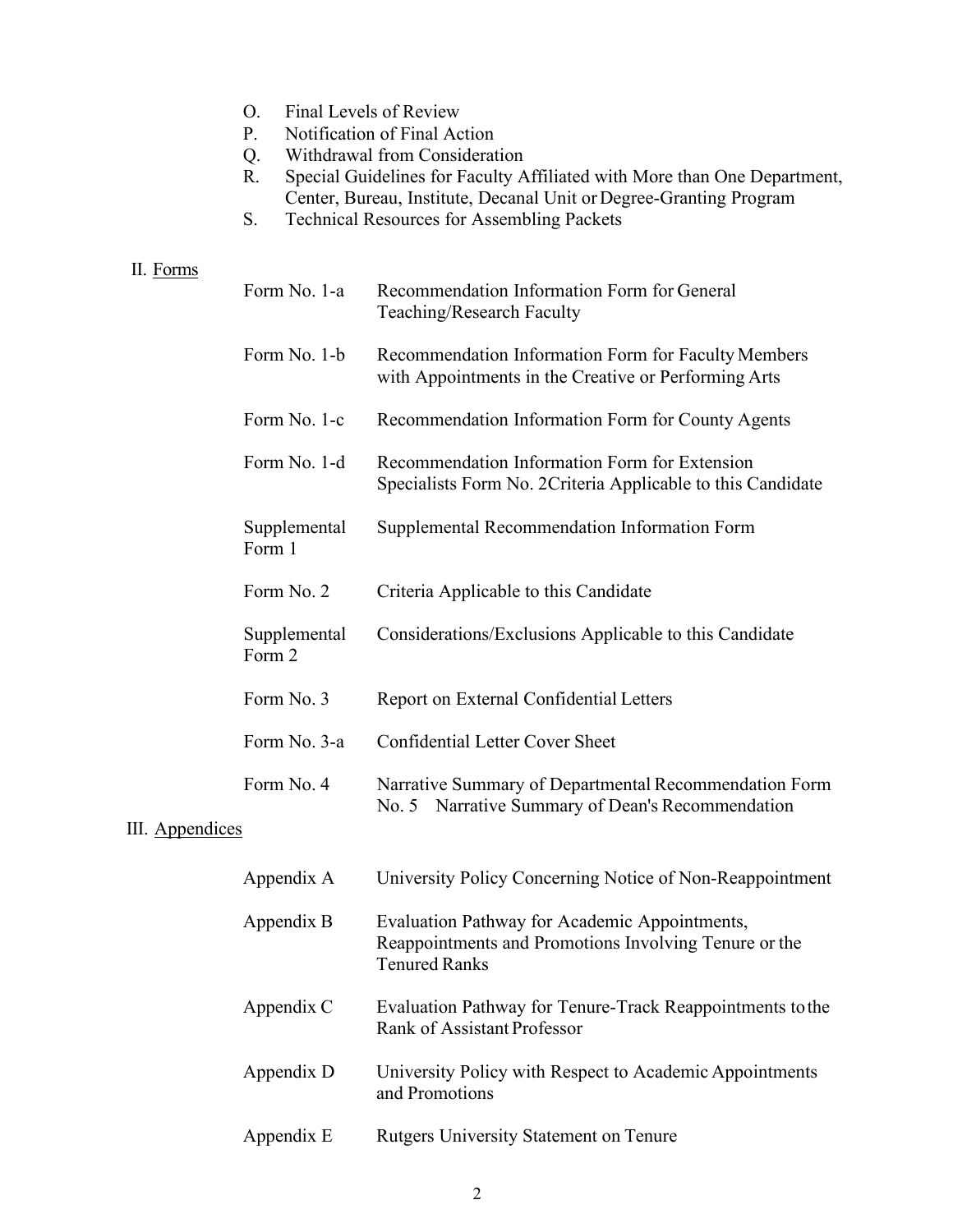O. Final Levels of Review
P. Notification of Final Action
Q. Withdrawal from Consideration
R. Special Guidelines for Faculty Affiliated with More than One Department, Center, Bureau, Institute, Decanal Unit or Degree-Granting Program
S. Technical Resources for Assembling Packets

II. Forms

| | |
|---|---|
| Form No. 1-a | Recommendation Information Form for General Teaching/Research Faculty |
| Form No. 1-b | Recommendation Information Form for Faculty Members with Appointments in the Creative or Performing Arts |
| Form No. 1-c | Recommendation Information Form for County Agents |
| Form No. 1-d | Recommendation Information Form for Extension Specialists Form No. 2Criteria Applicable to this Candidate |
| Supplemental Form 1 | Supplemental Recommendation Information Form |
| Form No. 2 | Criteria Applicable to this Candidate |
| Supplemental Form 2 | Considerations/Exclusions Applicable to this Candidate |
| Form No. 3 | Report on External Confidential Letters |
| Form No. 3-a | Confidential Letter Cover Sheet |
| Form No. 4 | Narrative Summary of Departmental Recommendation Form No. 5 Narrative Summary of Dean's Recommendation |

III. Appendices

| | |
|---|---|
| Appendix A | University Policy Concerning Notice of Non-Reappointment |
| Appendix B | Evaluation Pathway for Academic Appointments, Reappointments and Promotions Involving Tenure or the Tenured Ranks |
| Appendix C | Evaluation Pathway for Tenure-Track Reappointments to the Rank of Assistant Professor |
| Appendix D | University Policy with Respect to Academic Appointments and Promotions |
| Appendix E | Rutgers University Statement on Tenure |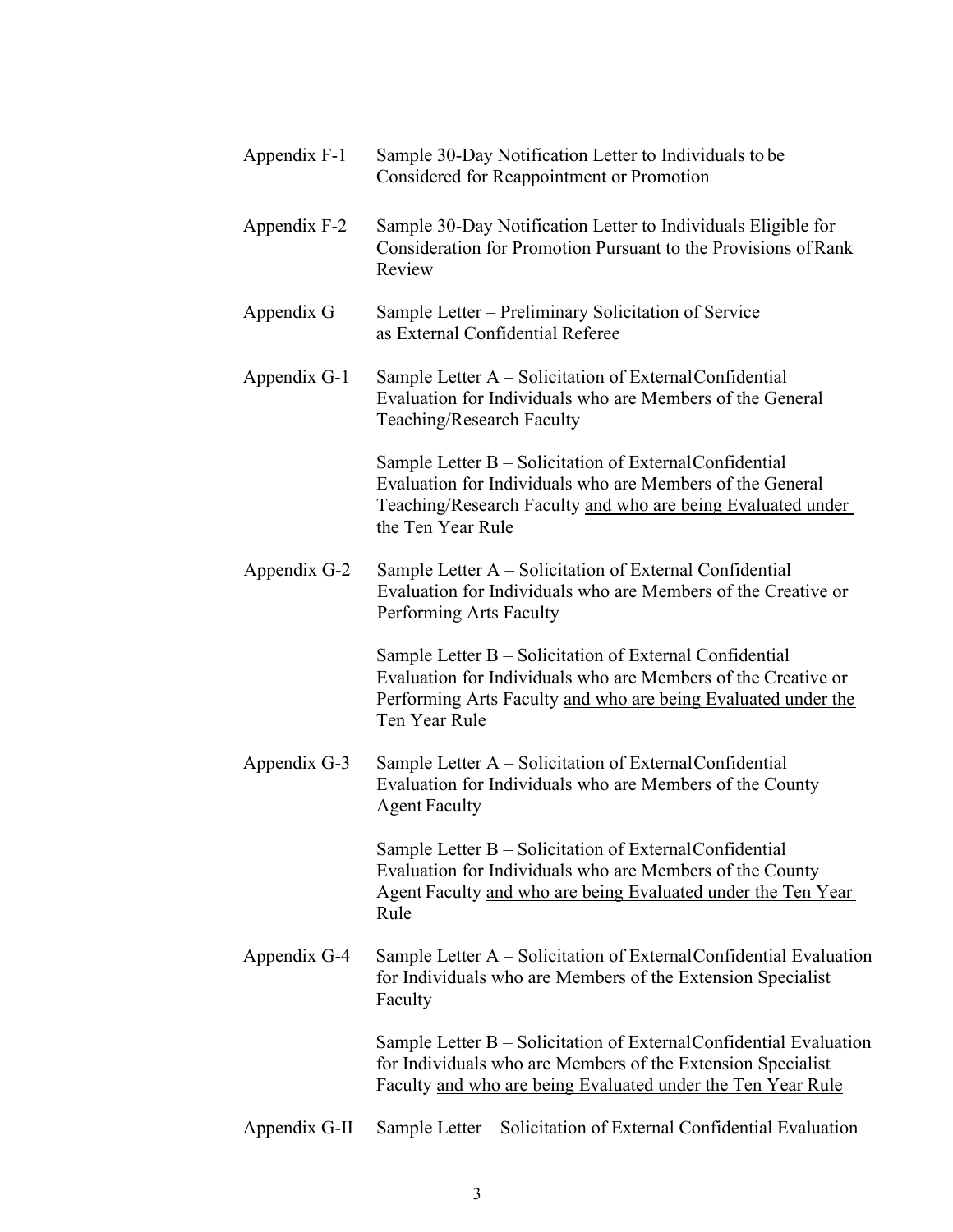Appendix F-1 Sample 30-Day Notification Letter to Individuals to be Considered for Reappointment or Promotion

Appendix F-2 Sample 30-Day Notification Letter to Individuals Eligible for Consideration for Promotion Pursuant to the Provisions of Rank Review

Appendix G Sample Letter – Preliminary Solicitation of Service as External Confidential Referee

Appendix G-1 Sample Letter A – Solicitation of External Confidential Evaluation for Individuals who are Members of the General Teaching/Research Faculty

Sample Letter B – Solicitation of External Confidential Evaluation for Individuals who are Members of the General Teaching/Research Faculty <u>and who are being Evaluated under the Ten Year Rule</u>

Appendix G-2 Sample Letter A – Solicitation of External Confidential Evaluation for Individuals who are Members of the Creative or Performing Arts Faculty

Sample Letter B – Solicitation of External Confidential Evaluation for Individuals who are Members of the Creative or Performing Arts Faculty <u>and who are being Evaluated under the Ten Year Rule</u>

Appendix G-3 Sample Letter A – Solicitation of External Confidential Evaluation for Individuals who are Members of the County Agent Faculty

Sample Letter B – Solicitation of External Confidential Evaluation for Individuals who are Members of the County Agent Faculty <u>and who are being Evaluated under the Ten Year Rule</u>

Appendix G-4 Sample Letter A – Solicitation of External Confidential Evaluation for Individuals who are Members of the Extension Specialist Faculty

Sample Letter B – Solicitation of External Confidential Evaluation for Individuals who are Members of the Extension Specialist Faculty <u>and who are being Evaluated under the Ten Year Rule</u>

Appendix G-II Sample Letter – Solicitation of External Confidential Evaluation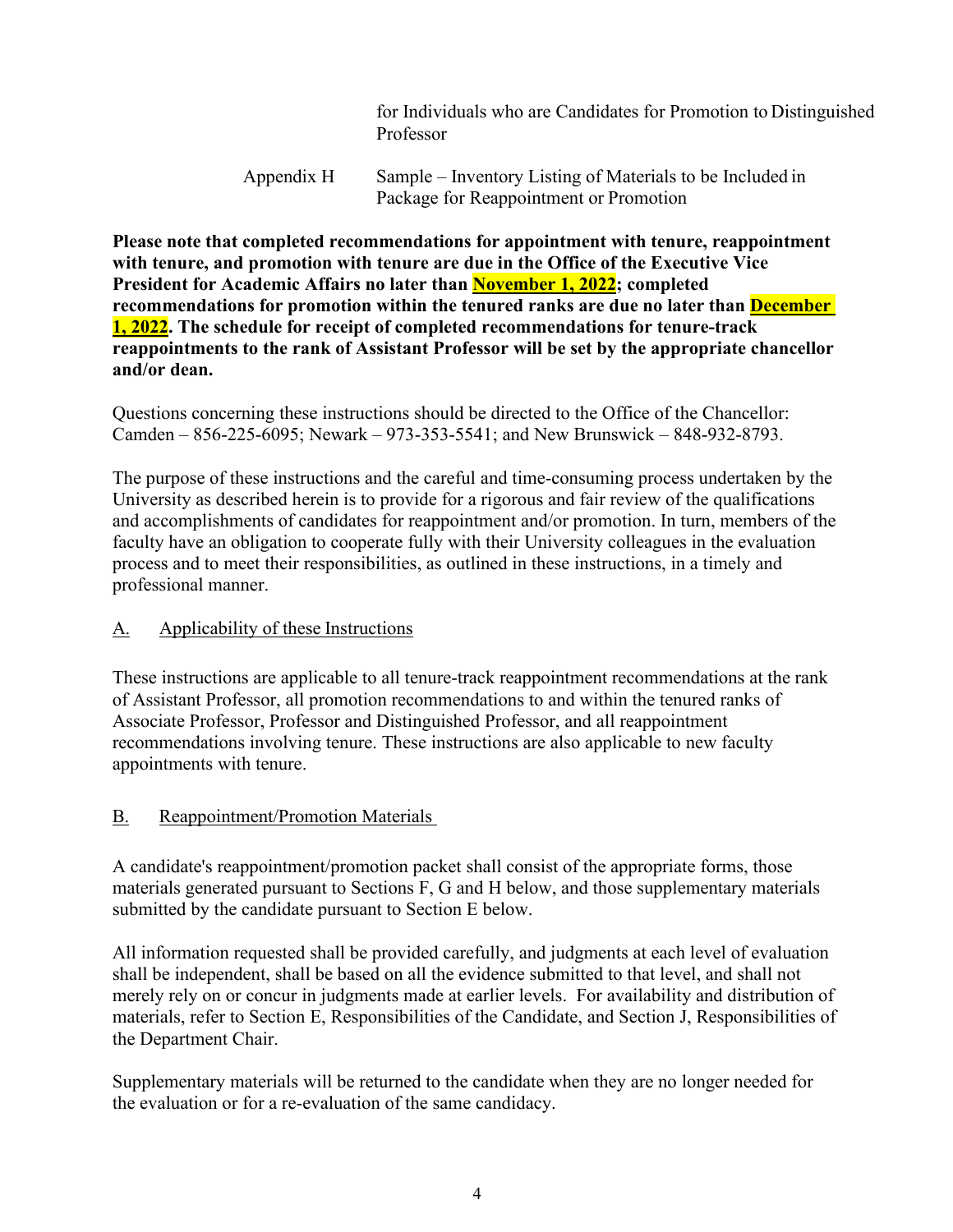for Individuals who are Candidates for Promotion to Distinguished Professor

Appendix H  Sample – Inventory Listing of Materials to be Included in Package for Reappointment or Promotion

**Please note that completed recommendations for appointment with tenure, reappointment with tenure, and promotion with tenure are due in the Office of the Executive Vice President for Academic Affairs no later than November 1, 2022; completed recommendations for promotion within the tenured ranks are due no later than December 1, 2022. The schedule for receipt of completed recommendations for tenure-track reappointments to the rank of Assistant Professor will be set by the appropriate chancellor and/or dean.**

Questions concerning these instructions should be directed to the Office of the Chancellor: Camden – 856-225-6095; Newark – 973-353-5541; and New Brunswick – 848-932-8793.

The purpose of these instructions and the careful and time-consuming process undertaken by the University as described herein is to provide for a rigorous and fair review of the qualifications and accomplishments of candidates for reappointment and/or promotion. In turn, members of the faculty have an obligation to cooperate fully with their University colleagues in the evaluation process and to meet their responsibilities, as outlined in these instructions, in a timely and professional manner.

## A. Applicability of these Instructions

These instructions are applicable to all tenure-track reappointment recommendations at the rank of Assistant Professor, all promotion recommendations to and within the tenured ranks of Associate Professor, Professor and Distinguished Professor, and all reappointment recommendations involving tenure. These instructions are also applicable to new faculty appointments with tenure.

## B. Reappointment/Promotion Materials

A candidate's reappointment/promotion packet shall consist of the appropriate forms, those materials generated pursuant to Sections F, G and H below, and those supplementary materials submitted by the candidate pursuant to Section E below.

All information requested shall be provided carefully, and judgments at each level of evaluation shall be independent, shall be based on all the evidence submitted to that level, and shall not merely rely on or concur in judgments made at earlier levels. For availability and distribution of materials, refer to Section E, Responsibilities of the Candidate, and Section J, Responsibilities of the Department Chair.

Supplementary materials will be returned to the candidate when they are no longer needed for the evaluation or for a re-evaluation of the same candidacy.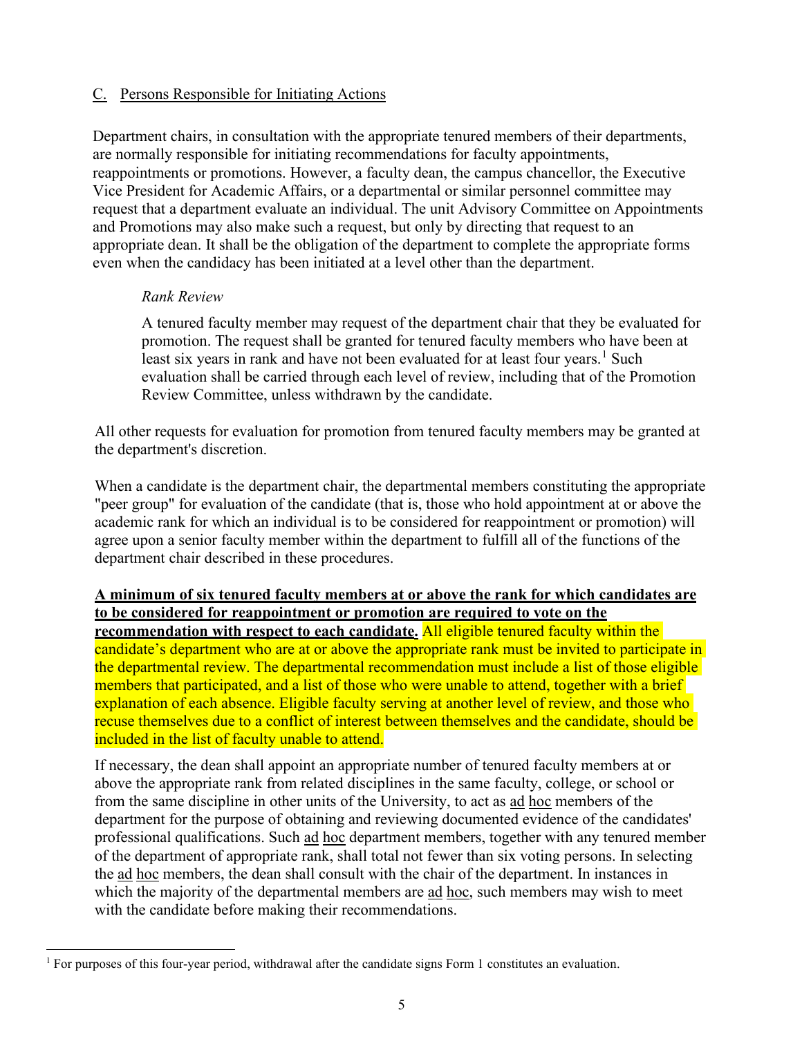## C. Persons Responsible for Initiating Actions

Department chairs, in consultation with the appropriate tenured members of their departments, are normally responsible for initiating recommendations for faculty appointments, reappointments or promotions. However, a faculty dean, the campus chancellor, the Executive Vice President for Academic Affairs, or a departmental or similar personnel committee may request that a department evaluate an individual. The unit Advisory Committee on Appointments and Promotions may also make such a request, but only by directing that request to an appropriate dean. It shall be the obligation of the department to complete the appropriate forms even when the candidacy has been initiated at a level other than the department.

> *Rank Review*
>
> A tenured faculty member may request of the department chair that they be evaluated for promotion. The request shall be granted for tenured faculty members who have been at least six years in rank and have not been evaluated for at least four years.[1] Such evaluation shall be carried through each level of review, including that of the Promotion Review Committee, unless withdrawn by the candidate.

All other requests for evaluation for promotion from tenured faculty members may be granted at the department's discretion.

When a candidate is the department chair, the departmental members constituting the appropriate "peer group" for evaluation of the candidate (that is, those who hold appointment at or above the academic rank for which an individual is to be considered for reappointment or promotion) will agree upon a senior faculty member within the department to fulfill all of the functions of the department chair described in these procedures.

**A minimum of six tenured faculty members at or above the rank for which candidates are to be considered for reappointment or promotion are required to vote on the recommendation with respect to each candidate.** All eligible tenured faculty within the candidate's department who are at or above the appropriate rank must be invited to participate in the departmental review. The departmental recommendation must include a list of those eligible members that participated, and a list of those who were unable to attend, together with a brief explanation of each absence. Eligible faculty serving at another level of review, and those who recuse themselves due to a conflict of interest between themselves and the candidate, should be included in the list of faculty unable to attend.

If necessary, the dean shall appoint an appropriate number of tenured faculty members at or above the appropriate rank from related disciplines in the same faculty, college, or school or from the same discipline in other units of the University, to act as ad hoc members of the department for the purpose of obtaining and reviewing documented evidence of the candidates' professional qualifications. Such ad hoc department members, together with any tenured member of the department of appropriate rank, shall total not fewer than six voting persons. In selecting the ad hoc members, the dean shall consult with the chair of the department. In instances in which the majority of the departmental members are ad hoc, such members may wish to meet with the candidate before making their recommendations.

---

[1] For purposes of this four-year period, withdrawal after the candidate signs Form 1 constitutes an evaluation.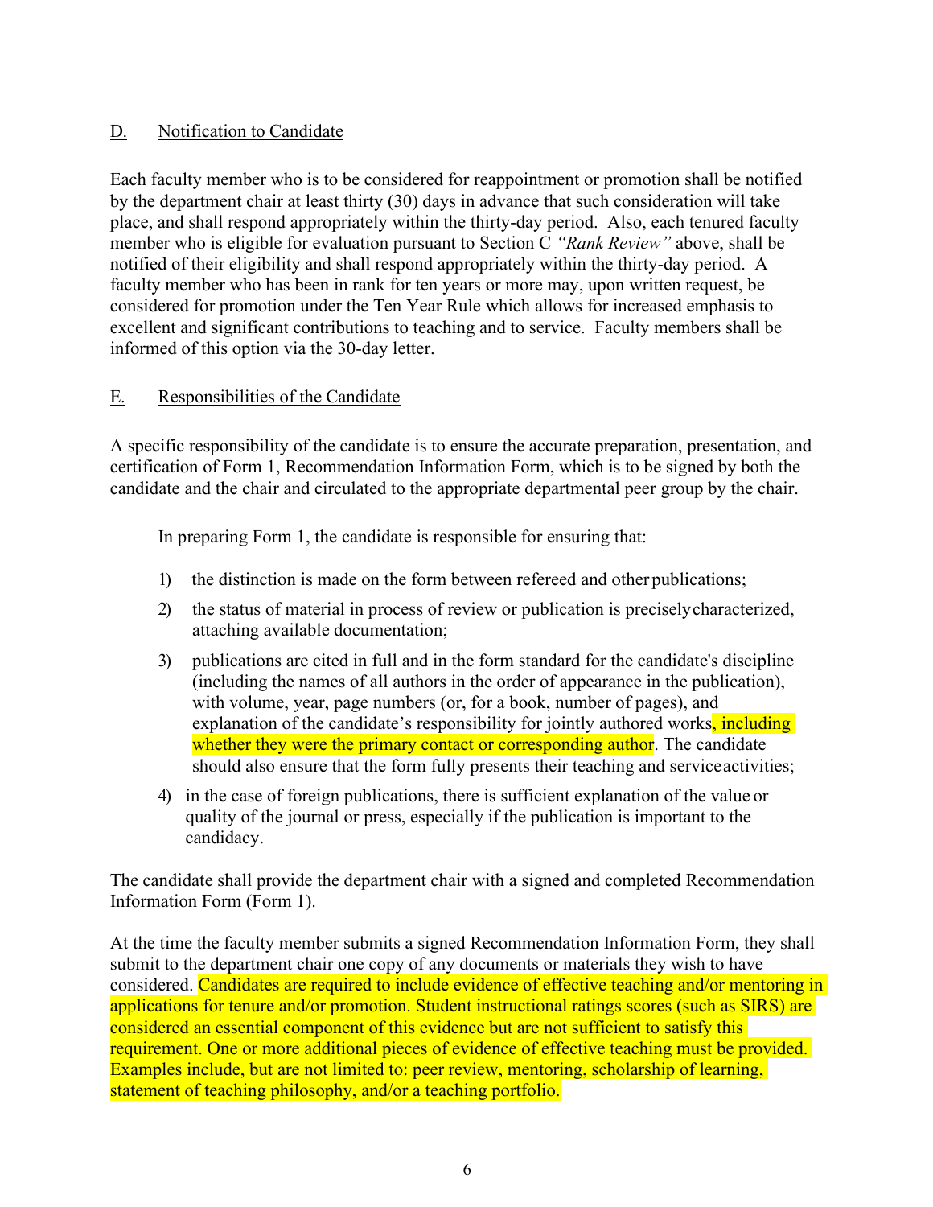## D. Notification to Candidate

Each faculty member who is to be considered for reappointment or promotion shall be notified by the department chair at least thirty (30) days in advance that such consideration will take place, and shall respond appropriately within the thirty-day period. Also, each tenured faculty member who is eligible for evaluation pursuant to Section C *"Rank Review"* above, shall be notified of their eligibility and shall respond appropriately within the thirty-day period. A faculty member who has been in rank for ten years or more may, upon written request, be considered for promotion under the Ten Year Rule which allows for increased emphasis to excellent and significant contributions to teaching and to service. Faculty members shall be informed of this option via the 30-day letter.

## E. Responsibilities of the Candidate

A specific responsibility of the candidate is to ensure the accurate preparation, presentation, and certification of Form 1, Recommendation Information Form, which is to be signed by both the candidate and the chair and circulated to the appropriate departmental peer group by the chair.

In preparing Form 1, the candidate is responsible for ensuring that:

1) the distinction is made on the form between refereed and other publications;
2) the status of material in process of review or publication is precisely characterized, attaching available documentation;
3) publications are cited in full and in the form standard for the candidate's discipline (including the names of all authors in the order of appearance in the publication), with volume, year, page numbers (or, for a book, number of pages), and explanation of the candidate's responsibility for jointly authored works, including whether they were the primary contact or corresponding author. The candidate should also ensure that the form fully presents their teaching and service activities;
4) in the case of foreign publications, there is sufficient explanation of the value or quality of the journal or press, especially if the publication is important to the candidacy.

The candidate shall provide the department chair with a signed and completed Recommendation Information Form (Form 1).

At the time the faculty member submits a signed Recommendation Information Form, they shall submit to the department chair one copy of any documents or materials they wish to have considered. Candidates are required to include evidence of effective teaching and/or mentoring in applications for tenure and/or promotion. Student instructional ratings scores (such as SIRS) are considered an essential component of this evidence but are not sufficient to satisfy this requirement. One or more additional pieces of evidence of effective teaching must be provided. Examples include, but are not limited to: peer review, mentoring, scholarship of learning, statement of teaching philosophy, and/or a teaching portfolio.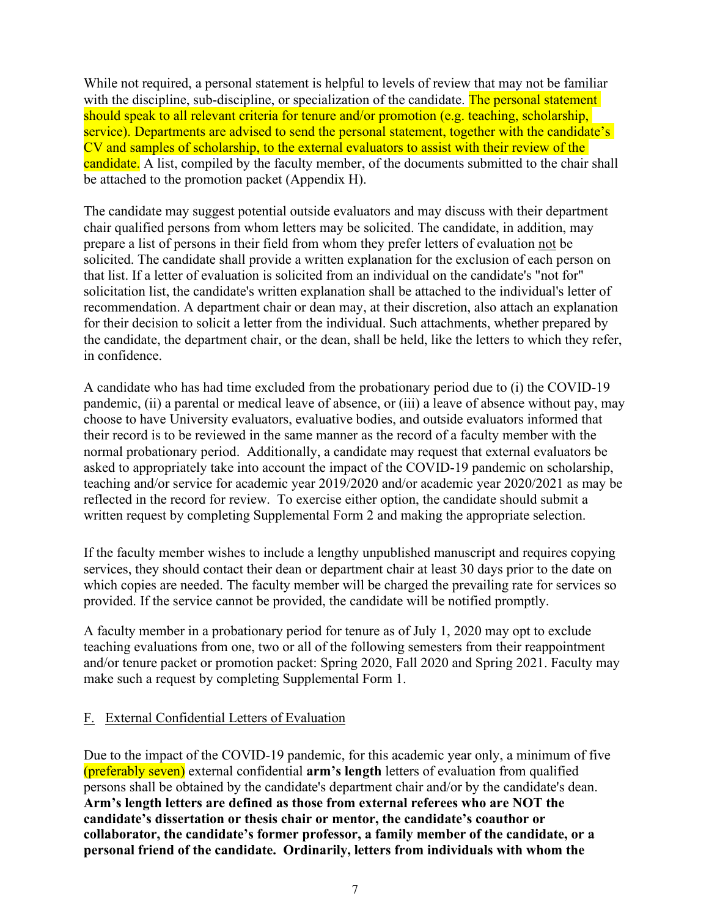While not required, a personal statement is helpful to levels of review that may not be familiar with the discipline, sub-discipline, or specialization of the candidate. The personal statement should speak to all relevant criteria for tenure and/or promotion (e.g. teaching, scholarship, service). Departments are advised to send the personal statement, together with the candidate's CV and samples of scholarship, to the external evaluators to assist with their review of the candidate. A list, compiled by the faculty member, of the documents submitted to the chair shall be attached to the promotion packet (Appendix H).

The candidate may suggest potential outside evaluators and may discuss with their department chair qualified persons from whom letters may be solicited. The candidate, in addition, may prepare a list of persons in their field from whom they prefer letters of evaluation not be solicited. The candidate shall provide a written explanation for the exclusion of each person on that list. If a letter of evaluation is solicited from an individual on the candidate's "not for" solicitation list, the candidate's written explanation shall be attached to the individual's letter of recommendation. A department chair or dean may, at their discretion, also attach an explanation for their decision to solicit a letter from the individual. Such attachments, whether prepared by the candidate, the department chair, or the dean, shall be held, like the letters to which they refer, in confidence.

A candidate who has had time excluded from the probationary period due to (i) the COVID-19 pandemic, (ii) a parental or medical leave of absence, or (iii) a leave of absence without pay, may choose to have University evaluators, evaluative bodies, and outside evaluators informed that their record is to be reviewed in the same manner as the record of a faculty member with the normal probationary period. Additionally, a candidate may request that external evaluators be asked to appropriately take into account the impact of the COVID-19 pandemic on scholarship, teaching and/or service for academic year 2019/2020 and/or academic year 2020/2021 as may be reflected in the record for review. To exercise either option, the candidate should submit a written request by completing Supplemental Form 2 and making the appropriate selection.

If the faculty member wishes to include a lengthy unpublished manuscript and requires copying services, they should contact their dean or department chair at least 30 days prior to the date on which copies are needed. The faculty member will be charged the prevailing rate for services so provided. If the service cannot be provided, the candidate will be notified promptly.

A faculty member in a probationary period for tenure as of July 1, 2020 may opt to exclude teaching evaluations from one, two or all of the following semesters from their reappointment and/or tenure packet or promotion packet: Spring 2020, Fall 2020 and Spring 2021. Faculty may make such a request by completing Supplemental Form 1.

## F. External Confidential Letters of Evaluation

Due to the impact of the COVID-19 pandemic, for this academic year only, a minimum of five (preferably seven) external confidential **arm's length** letters of evaluation from qualified persons shall be obtained by the candidate's department chair and/or by the candidate's dean. **Arm's length letters are defined as those from external referees who are NOT the candidate's dissertation or thesis chair or mentor, the candidate's coauthor or collaborator, the candidate's former professor, a family member of the candidate, or a personal friend of the candidate. Ordinarily, letters from individuals with whom the**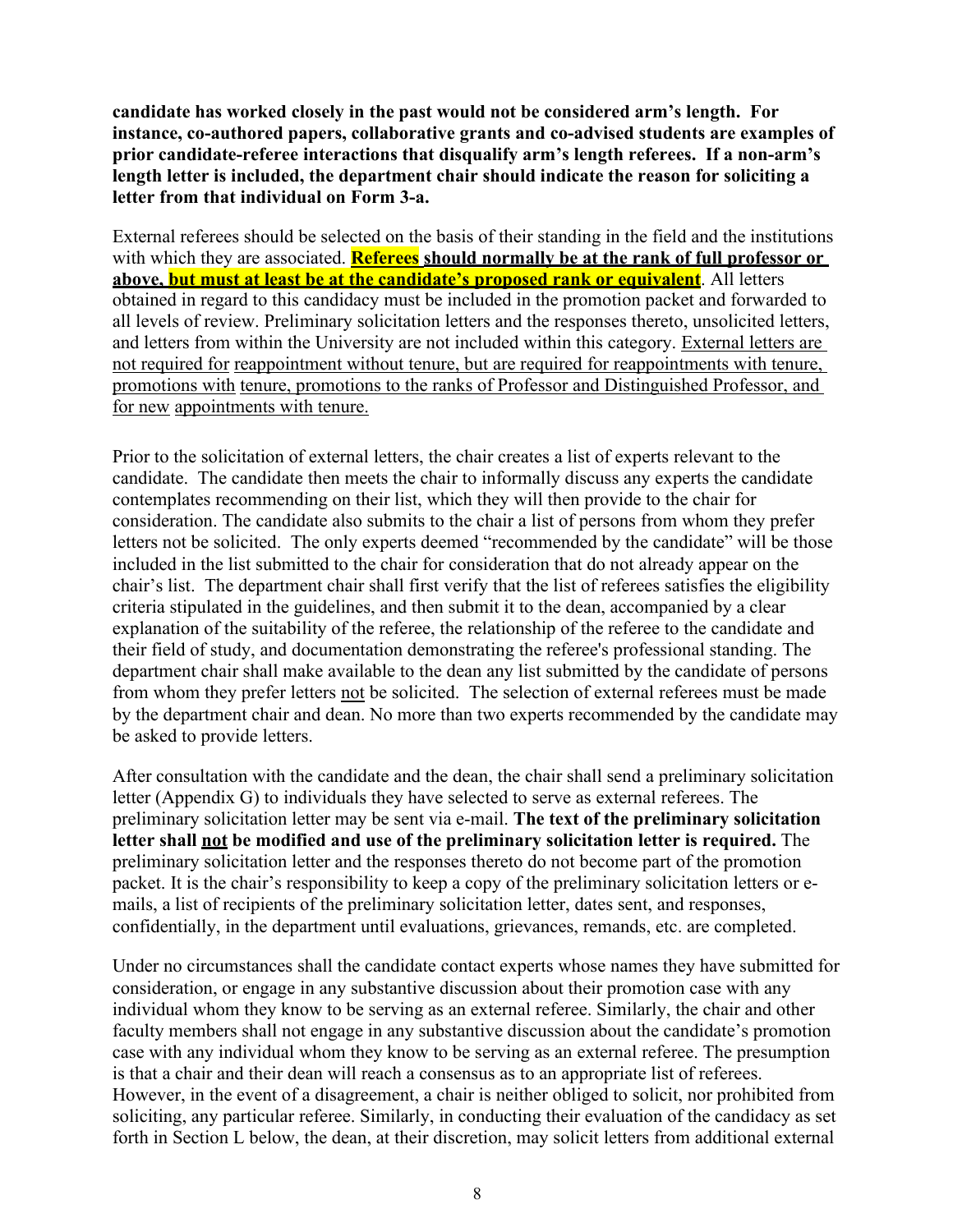**candidate has worked closely in the past would not be considered arm's length. For instance, co-authored papers, collaborative grants and co-advised students are examples of prior candidate-referee interactions that disqualify arm's length referees. If a non-arm's length letter is included, the department chair should indicate the reason for soliciting a letter from that individual on Form 3-a.**

External referees should be selected on the basis of their standing in the field and the institutions with which they are associated. **Referees should normally be at the rank of full professor or above, but must at least be at the candidate's proposed rank or equivalent**. All letters obtained in regard to this candidacy must be included in the promotion packet and forwarded to all levels of review. Preliminary solicitation letters and the responses thereto, unsolicited letters, and letters from within the University are not included within this category. External letters are not required for reappointment without tenure, but are required for reappointments with tenure, promotions with tenure, promotions to the ranks of Professor and Distinguished Professor, and for new appointments with tenure.

Prior to the solicitation of external letters, the chair creates a list of experts relevant to the candidate. The candidate then meets the chair to informally discuss any experts the candidate contemplates recommending on their list, which they will then provide to the chair for consideration. The candidate also submits to the chair a list of persons from whom they prefer letters not be solicited. The only experts deemed "recommended by the candidate" will be those included in the list submitted to the chair for consideration that do not already appear on the chair's list. The department chair shall first verify that the list of referees satisfies the eligibility criteria stipulated in the guidelines, and then submit it to the dean, accompanied by a clear explanation of the suitability of the referee, the relationship of the referee to the candidate and their field of study, and documentation demonstrating the referee's professional standing. The department chair shall make available to the dean any list submitted by the candidate of persons from whom they prefer letters not be solicited. The selection of external referees must be made by the department chair and dean. No more than two experts recommended by the candidate may be asked to provide letters.

After consultation with the candidate and the dean, the chair shall send a preliminary solicitation letter (Appendix G) to individuals they have selected to serve as external referees. The preliminary solicitation letter may be sent via e-mail. **The text of the preliminary solicitation letter shall not be modified and use of the preliminary solicitation letter is required.** The preliminary solicitation letter and the responses thereto do not become part of the promotion packet. It is the chair's responsibility to keep a copy of the preliminary solicitation letters or e-mails, a list of recipients of the preliminary solicitation letter, dates sent, and responses, confidentially, in the department until evaluations, grievances, remands, etc. are completed.

Under no circumstances shall the candidate contact experts whose names they have submitted for consideration, or engage in any substantive discussion about their promotion case with any individual whom they know to be serving as an external referee. Similarly, the chair and other faculty members shall not engage in any substantive discussion about the candidate's promotion case with any individual whom they know to be serving as an external referee. The presumption is that a chair and their dean will reach a consensus as to an appropriate list of referees. However, in the event of a disagreement, a chair is neither obliged to solicit, nor prohibited from soliciting, any particular referee. Similarly, in conducting their evaluation of the candidacy as set forth in Section L below, the dean, at their discretion, may solicit letters from additional external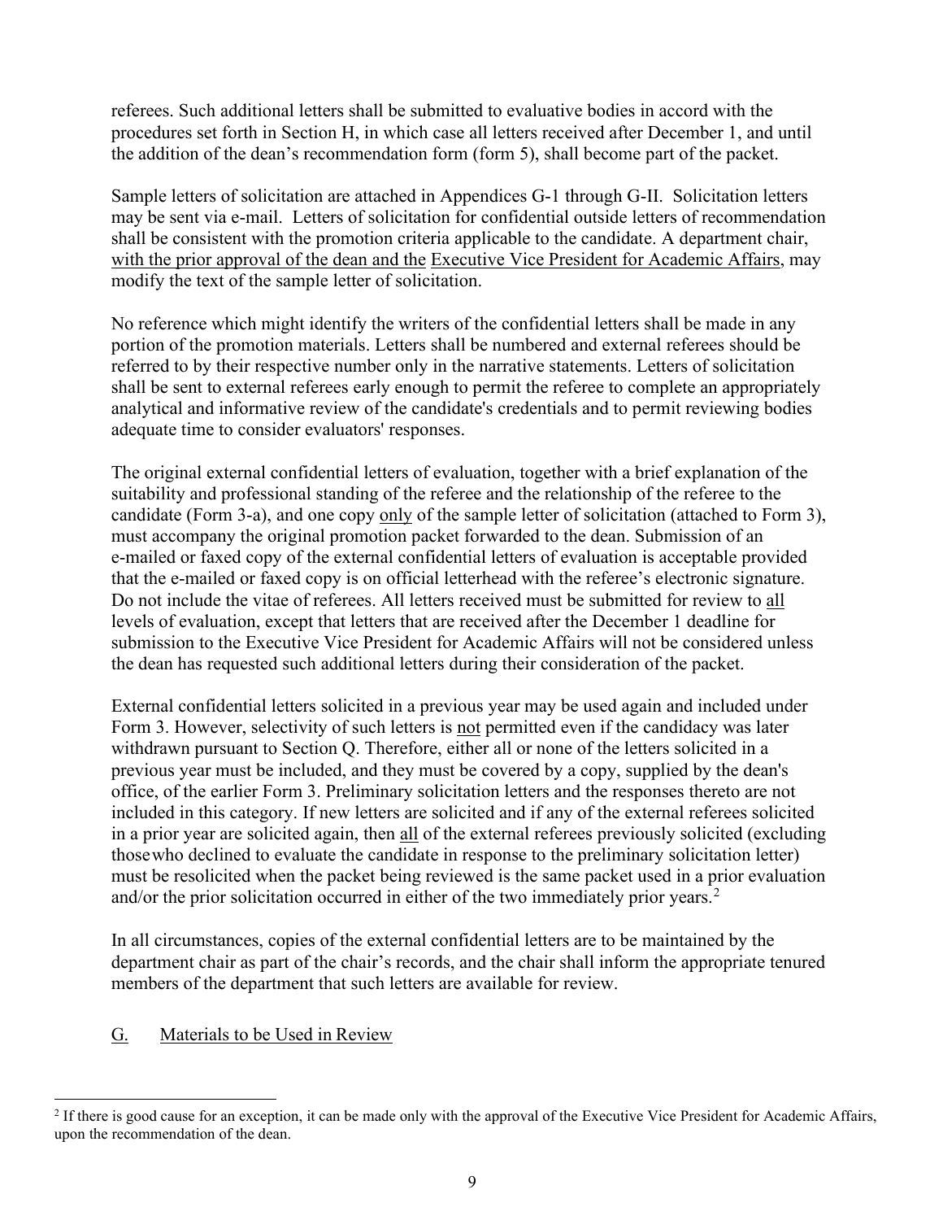referees. Such additional letters shall be submitted to evaluative bodies in accord with the procedures set forth in Section H, in which case all letters received after December 1, and until the addition of the dean's recommendation form (form 5), shall become part of the packet.

Sample letters of solicitation are attached in Appendices G-1 through G-II. Solicitation letters may be sent via e-mail. Letters of solicitation for confidential outside letters of recommendation shall be consistent with the promotion criteria applicable to the candidate. A department chair, <u>with the prior approval of the dean and the</u> <u>Executive Vice President for Academic Affairs</u>, may modify the text of the sample letter of solicitation.

No reference which might identify the writers of the confidential letters shall be made in any portion of the promotion materials. Letters shall be numbered and external referees should be referred to by their respective number only in the narrative statements. Letters of solicitation shall be sent to external referees early enough to permit the referee to complete an appropriately analytical and informative review of the candidate's credentials and to permit reviewing bodies adequate time to consider evaluators' responses.

The original external confidential letters of evaluation, together with a brief explanation of the suitability and professional standing of the referee and the relationship of the referee to the candidate (Form 3-a), and one copy <u>only</u> of the sample letter of solicitation (attached to Form 3), must accompany the original promotion packet forwarded to the dean. Submission of an e-mailed or faxed copy of the external confidential letters of evaluation is acceptable provided that the e-mailed or faxed copy is on official letterhead with the referee's electronic signature. Do not include the vitae of referees. All letters received must be submitted for review to <u>all</u> levels of evaluation, except that letters that are received after the December 1 deadline for submission to the Executive Vice President for Academic Affairs will not be considered unless the dean has requested such additional letters during their consideration of the packet.

External confidential letters solicited in a previous year may be used again and included under Form 3. However, selectivity of such letters is <u>not</u> permitted even if the candidacy was later withdrawn pursuant to Section Q. Therefore, either all or none of the letters solicited in a previous year must be included, and they must be covered by a copy, supplied by the dean's office, of the earlier Form 3. Preliminary solicitation letters and the responses thereto are not included in this category. If new letters are solicited and if any of the external referees solicited in a prior year are solicited again, then <u>all</u> of the external referees previously solicited (excluding those who declined to evaluate the candidate in response to the preliminary solicitation letter) must be resolicited when the packet being reviewed is the same packet used in a prior evaluation and/or the prior solicitation occurred in either of the two immediately prior years.[2]

In all circumstances, copies of the external confidential letters are to be maintained by the department chair as part of the chair's records, and the chair shall inform the appropriate tenured members of the department that such letters are available for review.

## <u>G. Materials to be Used in Review</u>

[2] If there is good cause for an exception, it can be made only with the approval of the Executive Vice President for Academic Affairs, upon the recommendation of the dean.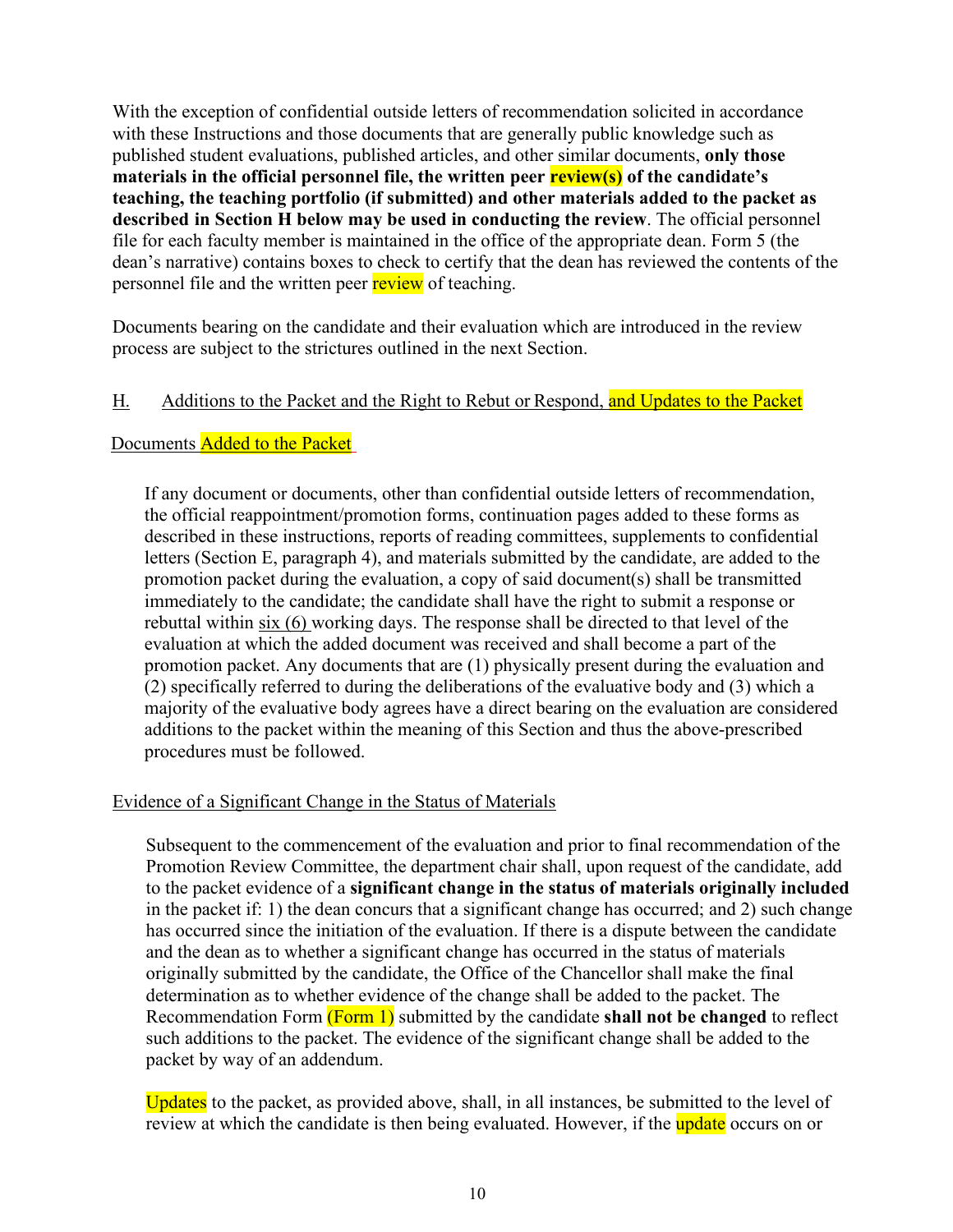With the exception of confidential outside letters of recommendation solicited in accordance with these Instructions and those documents that are generally public knowledge such as published student evaluations, published articles, and other similar documents, **only those materials in the official personnel file, the written peer review(s) of the candidate's teaching, the teaching portfolio (if submitted) and other materials added to the packet as described in Section H below may be used in conducting the review**. The official personnel file for each faculty member is maintained in the office of the appropriate dean. Form 5 (the dean's narrative) contains boxes to check to certify that the dean has reviewed the contents of the personnel file and the written peer review of teaching.

Documents bearing on the candidate and their evaluation which are introduced in the review process are subject to the strictures outlined in the next Section.

## H. Additions to the Packet and the Right to Rebut or Respond, and Updates to the Packet

### Documents Added to the Packet

If any document or documents, other than confidential outside letters of recommendation, the official reappointment/promotion forms, continuation pages added to these forms as described in these instructions, reports of reading committees, supplements to confidential letters (Section E, paragraph 4), and materials submitted by the candidate, are added to the promotion packet during the evaluation, a copy of said document(s) shall be transmitted immediately to the candidate; the candidate shall have the right to submit a response or rebuttal within six (6) working days. The response shall be directed to that level of the evaluation at which the added document was received and shall become a part of the promotion packet. Any documents that are (1) physically present during the evaluation and (2) specifically referred to during the deliberations of the evaluative body and (3) which a majority of the evaluative body agrees have a direct bearing on the evaluation are considered additions to the packet within the meaning of this Section and thus the above-prescribed procedures must be followed.

### Evidence of a Significant Change in the Status of Materials

Subsequent to the commencement of the evaluation and prior to final recommendation of the Promotion Review Committee, the department chair shall, upon request of the candidate, add to the packet evidence of a **significant change in the status of materials originally included** in the packet if: 1) the dean concurs that a significant change has occurred; and 2) such change has occurred since the initiation of the evaluation. If there is a dispute between the candidate and the dean as to whether a significant change has occurred in the status of materials originally submitted by the candidate, the Office of the Chancellor shall make the final determination as to whether evidence of the change shall be added to the packet. The Recommendation Form (Form 1) submitted by the candidate **shall not be changed** to reflect such additions to the packet. The evidence of the significant change shall be added to the packet by way of an addendum.

Updates to the packet, as provided above, shall, in all instances, be submitted to the level of review at which the candidate is then being evaluated. However, if the update occurs on or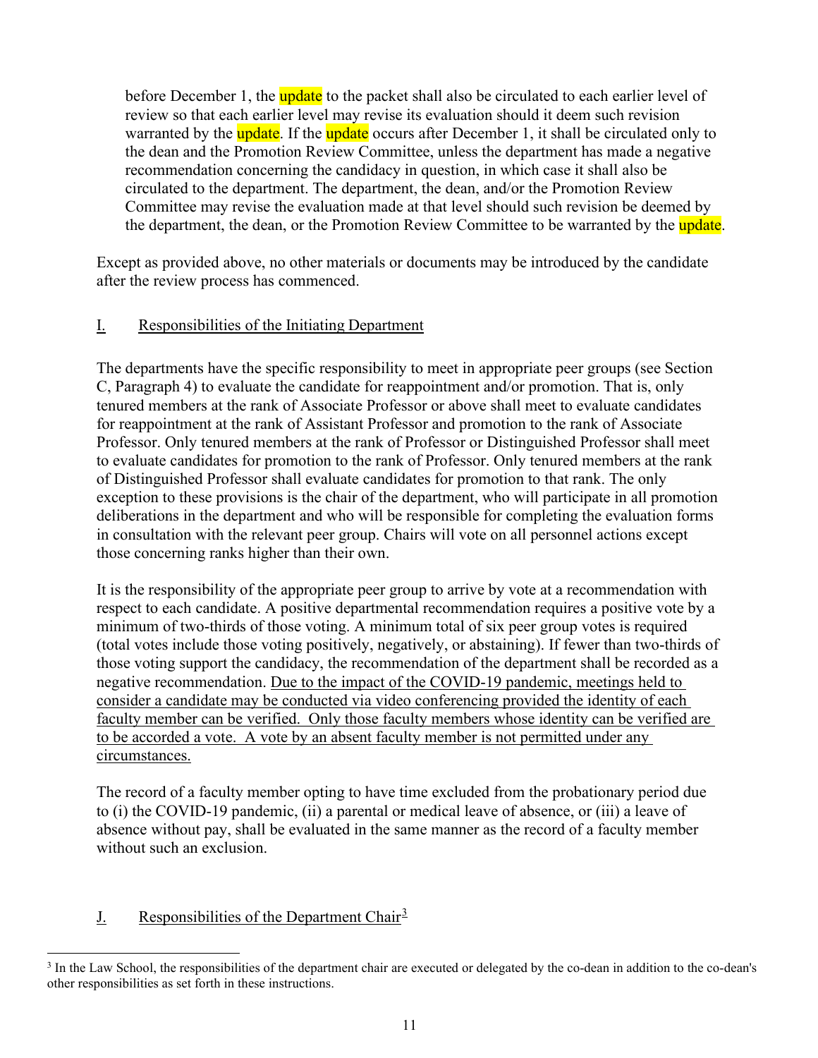before December 1, the update to the packet shall also be circulated to each earlier level of review so that each earlier level may revise its evaluation should it deem such revision warranted by the update. If the update occurs after December 1, it shall be circulated only to the dean and the Promotion Review Committee, unless the department has made a negative recommendation concerning the candidacy in question, in which case it shall also be circulated to the department. The department, the dean, and/or the Promotion Review Committee may revise the evaluation made at that level should such revision be deemed by the department, the dean, or the Promotion Review Committee to be warranted by the update.

Except as provided above, no other materials or documents may be introduced by the candidate after the review process has commenced.

## I. Responsibilities of the Initiating Department

The departments have the specific responsibility to meet in appropriate peer groups (see Section C, Paragraph 4) to evaluate the candidate for reappointment and/or promotion. That is, only tenured members at the rank of Associate Professor or above shall meet to evaluate candidates for reappointment at the rank of Assistant Professor and promotion to the rank of Associate Professor. Only tenured members at the rank of Professor or Distinguished Professor shall meet to evaluate candidates for promotion to the rank of Professor. Only tenured members at the rank of Distinguished Professor shall evaluate candidates for promotion to that rank. The only exception to these provisions is the chair of the department, who will participate in all promotion deliberations in the department and who will be responsible for completing the evaluation forms in consultation with the relevant peer group. Chairs will vote on all personnel actions except those concerning ranks higher than their own.

It is the responsibility of the appropriate peer group to arrive by vote at a recommendation with respect to each candidate. A positive departmental recommendation requires a positive vote by a minimum of two-thirds of those voting. A minimum total of six peer group votes is required (total votes include those voting positively, negatively, or abstaining). If fewer than two-thirds of those voting support the candidacy, the recommendation of the department shall be recorded as a negative recommendation. Due to the impact of the COVID-19 pandemic, meetings held to consider a candidate may be conducted via video conferencing provided the identity of each faculty member can be verified. Only those faculty members whose identity can be verified are to be accorded a vote. A vote by an absent faculty member is not permitted under any circumstances.

The record of a faculty member opting to have time excluded from the probationary period due to (i) the COVID-19 pandemic, (ii) a parental or medical leave of absence, or (iii) a leave of absence without pay, shall be evaluated in the same manner as the record of a faculty member without such an exclusion.

## J. Responsibilities of the Department Chair[3]

[3] In the Law School, the responsibilities of the department chair are executed or delegated by the co-dean in addition to the co-dean's other responsibilities as set forth in these instructions.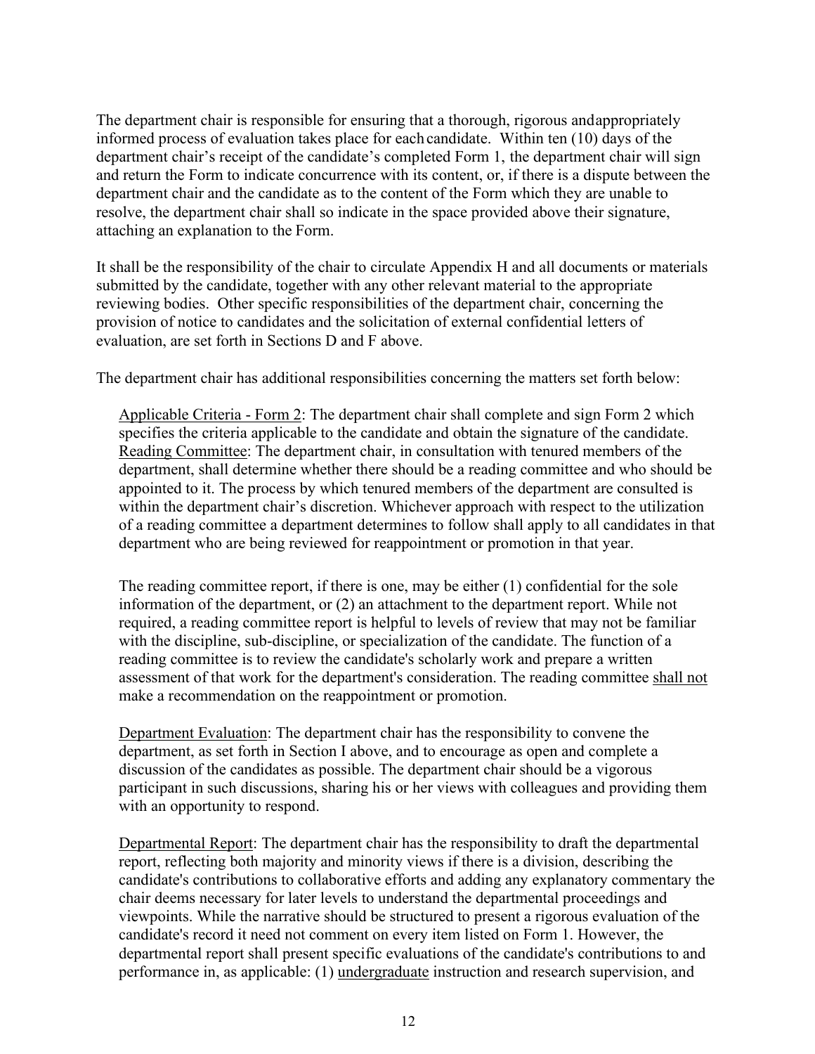The department chair is responsible for ensuring that a thorough, rigorous and appropriately informed process of evaluation takes place for each candidate. Within ten (10) days of the department chair's receipt of the candidate's completed Form 1, the department chair will sign and return the Form to indicate concurrence with its content, or, if there is a dispute between the department chair and the candidate as to the content of the Form which they are unable to resolve, the department chair shall so indicate in the space provided above their signature, attaching an explanation to the Form.

It shall be the responsibility of the chair to circulate Appendix H and all documents or materials submitted by the candidate, together with any other relevant material to the appropriate reviewing bodies. Other specific responsibilities of the department chair, concerning the provision of notice to candidates and the solicitation of external confidential letters of evaluation, are set forth in Sections D and F above.

The department chair has additional responsibilities concerning the matters set forth below:

<u>Applicable Criteria - Form 2</u>: The department chair shall complete and sign Form 2 which specifies the criteria applicable to the candidate and obtain the signature of the candidate.
<u>Reading Committee</u>: The department chair, in consultation with tenured members of the department, shall determine whether there should be a reading committee and who should be appointed to it. The process by which tenured members of the department are consulted is within the department chair's discretion. Whichever approach with respect to the utilization of a reading committee a department determines to follow shall apply to all candidates in that department who are being reviewed for reappointment or promotion in that year.

The reading committee report, if there is one, may be either (1) confidential for the sole information of the department, or (2) an attachment to the department report. While not required, a reading committee report is helpful to levels of review that may not be familiar with the discipline, sub-discipline, or specialization of the candidate. The function of a reading committee is to review the candidate's scholarly work and prepare a written assessment of that work for the department's consideration. The reading committee <u>shall not</u> make a recommendation on the reappointment or promotion.

<u>Department Evaluation</u>: The department chair has the responsibility to convene the department, as set forth in Section I above, and to encourage as open and complete a discussion of the candidates as possible. The department chair should be a vigorous participant in such discussions, sharing his or her views with colleagues and providing them with an opportunity to respond.

<u>Departmental Report</u>: The department chair has the responsibility to draft the departmental report, reflecting both majority and minority views if there is a division, describing the candidate's contributions to collaborative efforts and adding any explanatory commentary the chair deems necessary for later levels to understand the departmental proceedings and viewpoints. While the narrative should be structured to present a rigorous evaluation of the candidate's record it need not comment on every item listed on Form 1. However, the departmental report shall present specific evaluations of the candidate's contributions to and performance in, as applicable: (1) <u>undergraduate</u> instruction and research supervision, and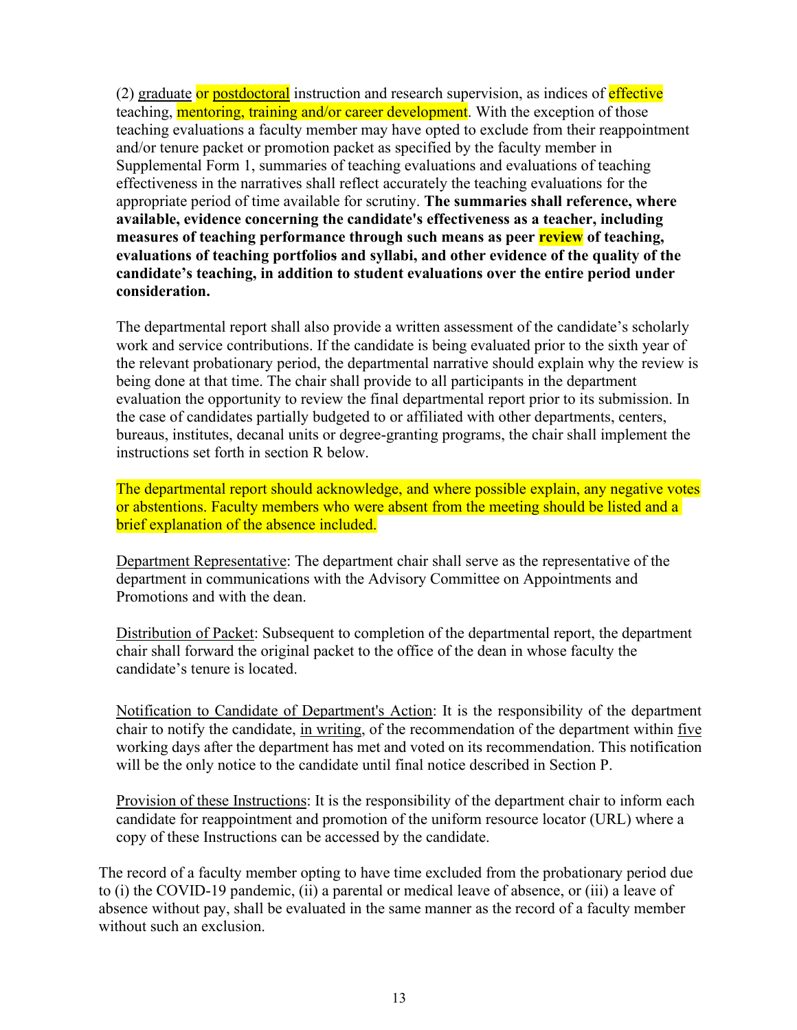(2) graduate or postdoctoral instruction and research supervision, as indices of effective teaching, mentoring, training and/or career development. With the exception of those teaching evaluations a faculty member may have opted to exclude from their reappointment and/or tenure packet or promotion packet as specified by the faculty member in Supplemental Form 1, summaries of teaching evaluations and evaluations of teaching effectiveness in the narratives shall reflect accurately the teaching evaluations for the appropriate period of time available for scrutiny. **The summaries shall reference, where available, evidence concerning the candidate's effectiveness as a teacher, including measures of teaching performance through such means as peer review of teaching, evaluations of teaching portfolios and syllabi, and other evidence of the quality of the candidate's teaching, in addition to student evaluations over the entire period under consideration.**

The departmental report shall also provide a written assessment of the candidate's scholarly work and service contributions. If the candidate is being evaluated prior to the sixth year of the relevant probationary period, the departmental narrative should explain why the review is being done at that time. The chair shall provide to all participants in the department evaluation the opportunity to review the final departmental report prior to its submission. In the case of candidates partially budgeted to or affiliated with other departments, centers, bureaus, institutes, decanal units or degree-granting programs, the chair shall implement the instructions set forth in section R below.

The departmental report should acknowledge, and where possible explain, any negative votes or abstentions. Faculty members who were absent from the meeting should be listed and a brief explanation of the absence included.

Department Representative: The department chair shall serve as the representative of the department in communications with the Advisory Committee on Appointments and Promotions and with the dean.

Distribution of Packet: Subsequent to completion of the departmental report, the department chair shall forward the original packet to the office of the dean in whose faculty the candidate's tenure is located.

Notification to Candidate of Department's Action: It is the responsibility of the department chair to notify the candidate, in writing, of the recommendation of the department within five working days after the department has met and voted on its recommendation. This notification will be the only notice to the candidate until final notice described in Section P.

Provision of these Instructions: It is the responsibility of the department chair to inform each candidate for reappointment and promotion of the uniform resource locator (URL) where a copy of these Instructions can be accessed by the candidate.

The record of a faculty member opting to have time excluded from the probationary period due to (i) the COVID-19 pandemic, (ii) a parental or medical leave of absence, or (iii) a leave of absence without pay, shall be evaluated in the same manner as the record of a faculty member without such an exclusion.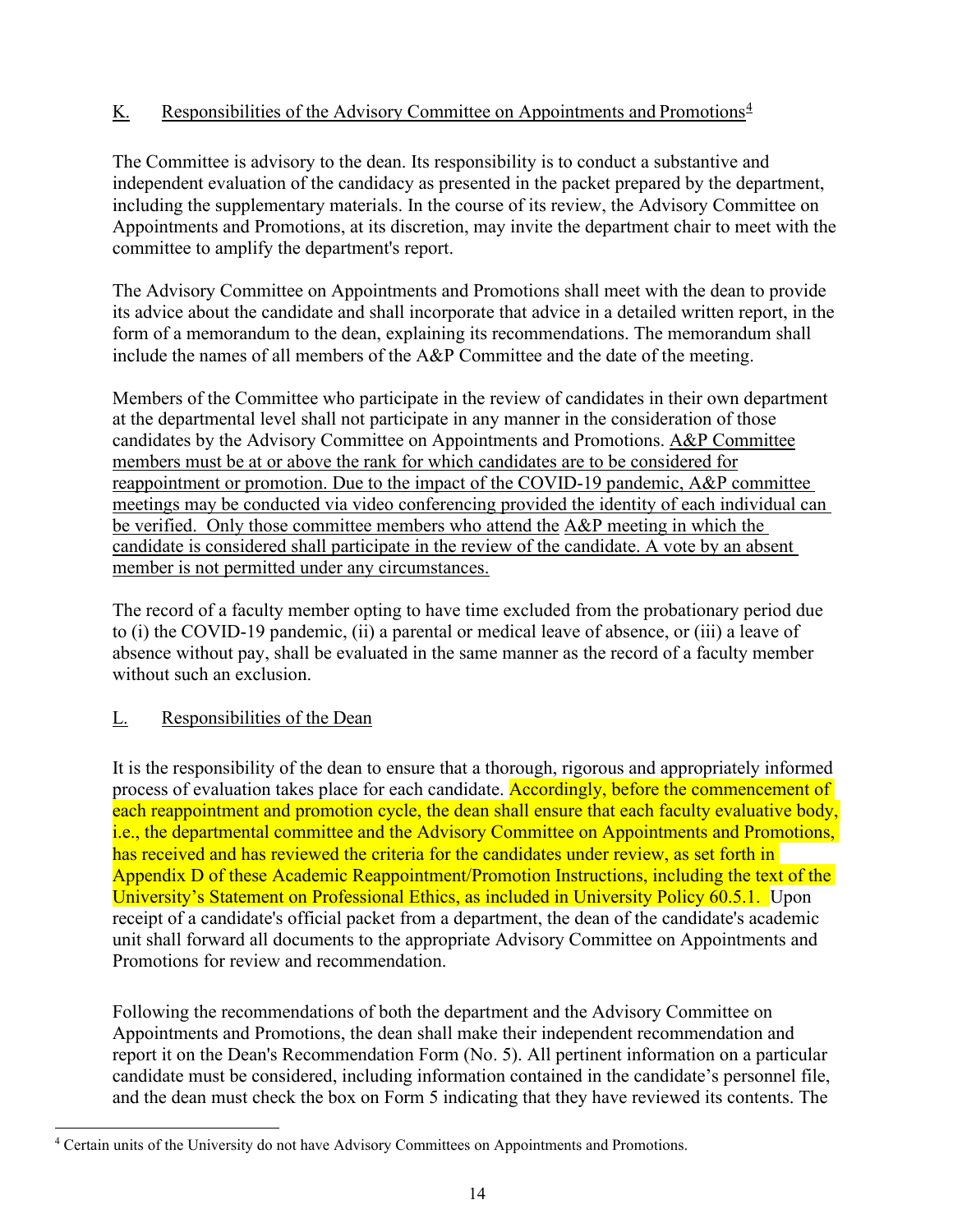## K. Responsibilities of the Advisory Committee on Appointments and Promotions[4]

The Committee is advisory to the dean. Its responsibility is to conduct a substantive and independent evaluation of the candidacy as presented in the packet prepared by the department, including the supplementary materials. In the course of its review, the Advisory Committee on Appointments and Promotions, at its discretion, may invite the department chair to meet with the committee to amplify the department's report.

The Advisory Committee on Appointments and Promotions shall meet with the dean to provide its advice about the candidate and shall incorporate that advice in a detailed written report, in the form of a memorandum to the dean, explaining its recommendations. The memorandum shall include the names of all members of the A&P Committee and the date of the meeting.

Members of the Committee who participate in the review of candidates in their own department at the departmental level shall not participate in any manner in the consideration of those candidates by the Advisory Committee on Appointments and Promotions. A&P Committee members must be at or above the rank for which candidates are to be considered for reappointment or promotion. Due to the impact of the COVID-19 pandemic, A&P committee meetings may be conducted via video conferencing provided the identity of each individual can be verified. Only those committee members who attend the A&P meeting in which the candidate is considered shall participate in the review of the candidate. A vote by an absent member is not permitted under any circumstances.

The record of a faculty member opting to have time excluded from the probationary period due to (i) the COVID-19 pandemic, (ii) a parental or medical leave of absence, or (iii) a leave of absence without pay, shall be evaluated in the same manner as the record of a faculty member without such an exclusion.

## L. Responsibilities of the Dean

It is the responsibility of the dean to ensure that a thorough, rigorous and appropriately informed process of evaluation takes place for each candidate. Accordingly, before the commencement of each reappointment and promotion cycle, the dean shall ensure that each faculty evaluative body, i.e., the departmental committee and the Advisory Committee on Appointments and Promotions, has received and has reviewed the criteria for the candidates under review, as set forth in Appendix D of these Academic Reappointment/Promotion Instructions, including the text of the University's Statement on Professional Ethics, as included in University Policy 60.5.1. Upon receipt of a candidate's official packet from a department, the dean of the candidate's academic unit shall forward all documents to the appropriate Advisory Committee on Appointments and Promotions for review and recommendation.

Following the recommendations of both the department and the Advisory Committee on Appointments and Promotions, the dean shall make their independent recommendation and report it on the Dean's Recommendation Form (No. 5). All pertinent information on a particular candidate must be considered, including information contained in the candidate's personnel file, and the dean must check the box on Form 5 indicating that they have reviewed its contents. The

[4] Certain units of the University do not have Advisory Committees on Appointments and Promotions.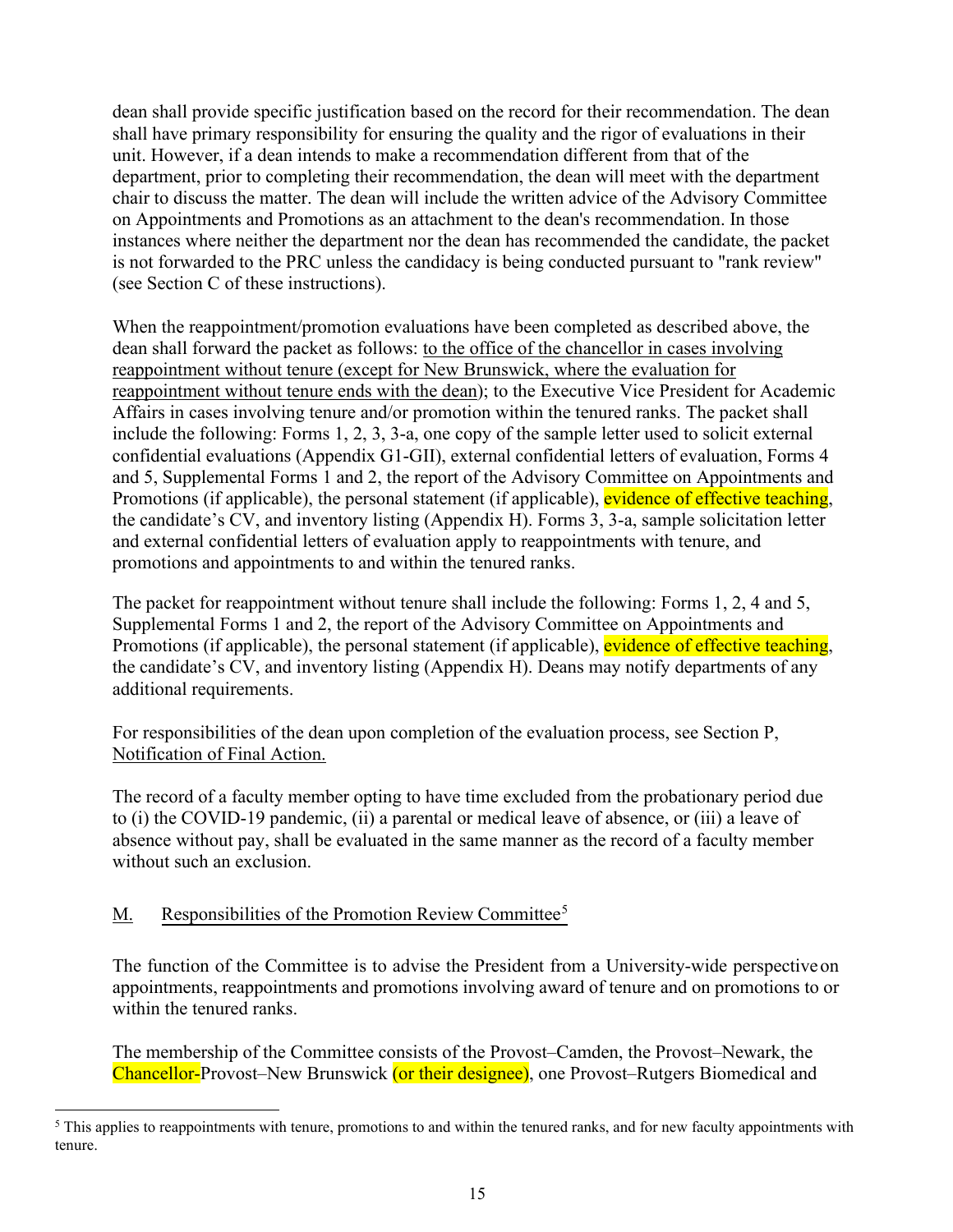dean shall provide specific justification based on the record for their recommendation. The dean shall have primary responsibility for ensuring the quality and the rigor of evaluations in their unit. However, if a dean intends to make a recommendation different from that of the department, prior to completing their recommendation, the dean will meet with the department chair to discuss the matter. The dean will include the written advice of the Advisory Committee on Appointments and Promotions as an attachment to the dean's recommendation. In those instances where neither the department nor the dean has recommended the candidate, the packet is not forwarded to the PRC unless the candidacy is being conducted pursuant to "rank review" (see Section C of these instructions).

When the reappointment/promotion evaluations have been completed as described above, the dean shall forward the packet as follows: to the office of the chancellor in cases involving reappointment without tenure (except for New Brunswick, where the evaluation for reappointment without tenure ends with the dean); to the Executive Vice President for Academic Affairs in cases involving tenure and/or promotion within the tenured ranks. The packet shall include the following: Forms 1, 2, 3, 3-a, one copy of the sample letter used to solicit external confidential evaluations (Appendix G1-GII), external confidential letters of evaluation, Forms 4 and 5, Supplemental Forms 1 and 2, the report of the Advisory Committee on Appointments and Promotions (if applicable), the personal statement (if applicable), evidence of effective teaching, the candidate's CV, and inventory listing (Appendix H). Forms 3, 3-a, sample solicitation letter and external confidential letters of evaluation apply to reappointments with tenure, and promotions and appointments to and within the tenured ranks.

The packet for reappointment without tenure shall include the following: Forms 1, 2, 4 and 5, Supplemental Forms 1 and 2, the report of the Advisory Committee on Appointments and Promotions (if applicable), the personal statement (if applicable), evidence of effective teaching, the candidate's CV, and inventory listing (Appendix H). Deans may notify departments of any additional requirements.

For responsibilities of the dean upon completion of the evaluation process, see Section P, Notification of Final Action.

The record of a faculty member opting to have time excluded from the probationary period due to (i) the COVID-19 pandemic, (ii) a parental or medical leave of absence, or (iii) a leave of absence without pay, shall be evaluated in the same manner as the record of a faculty member without such an exclusion.

## M. Responsibilities of the Promotion Review Committee[5]

The function of the Committee is to advise the President from a University-wide perspective on appointments, reappointments and promotions involving award of tenure and on promotions to or within the tenured ranks.

The membership of the Committee consists of the Provost–Camden, the Provost–Newark, the Chancellor-Provost–New Brunswick (or their designee), one Provost–Rutgers Biomedical and

[5] This applies to reappointments with tenure, promotions to and within the tenured ranks, and for new faculty appointments with tenure.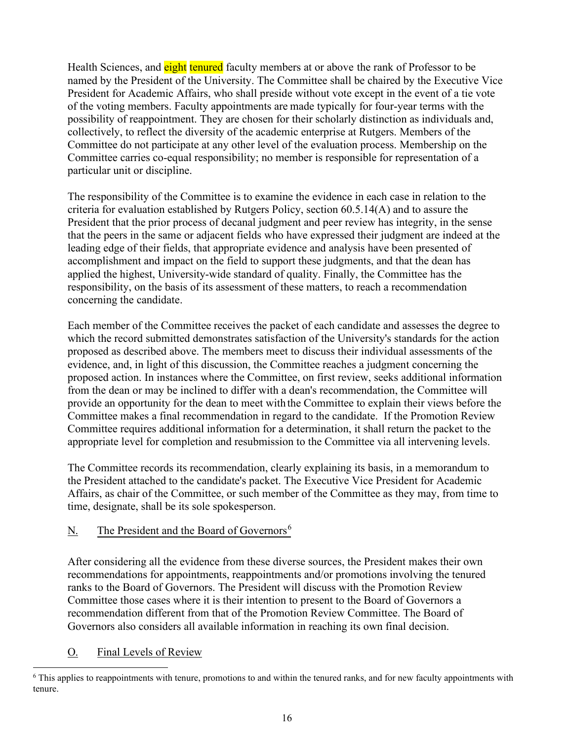Health Sciences, and eight tenured faculty members at or above the rank of Professor to be named by the President of the University. The Committee shall be chaired by the Executive Vice President for Academic Affairs, who shall preside without vote except in the event of a tie vote of the voting members. Faculty appointments are made typically for four-year terms with the possibility of reappointment. They are chosen for their scholarly distinction as individuals and, collectively, to reflect the diversity of the academic enterprise at Rutgers. Members of the Committee do not participate at any other level of the evaluation process. Membership on the Committee carries co-equal responsibility; no member is responsible for representation of a particular unit or discipline.

The responsibility of the Committee is to examine the evidence in each case in relation to the criteria for evaluation established by Rutgers Policy, section 60.5.14(A) and to assure the President that the prior process of decanal judgment and peer review has integrity, in the sense that the peers in the same or adjacent fields who have expressed their judgment are indeed at the leading edge of their fields, that appropriate evidence and analysis have been presented of accomplishment and impact on the field to support these judgments, and that the dean has applied the highest, University-wide standard of quality. Finally, the Committee has the responsibility, on the basis of its assessment of these matters, to reach a recommendation concerning the candidate.

Each member of the Committee receives the packet of each candidate and assesses the degree to which the record submitted demonstrates satisfaction of the University's standards for the action proposed as described above. The members meet to discuss their individual assessments of the evidence, and, in light of this discussion, the Committee reaches a judgment concerning the proposed action. In instances where the Committee, on first review, seeks additional information from the dean or may be inclined to differ with a dean's recommendation, the Committee will provide an opportunity for the dean to meet with the Committee to explain their views before the Committee makes a final recommendation in regard to the candidate. If the Promotion Review Committee requires additional information for a determination, it shall return the packet to the appropriate level for completion and resubmission to the Committee via all intervening levels.

The Committee records its recommendation, clearly explaining its basis, in a memorandum to the President attached to the candidate's packet. The Executive Vice President for Academic Affairs, as chair of the Committee, or such member of the Committee as they may, from time to time, designate, shall be its sole spokesperson.

## N. The President and the Board of Governors[6]

After considering all the evidence from these diverse sources, the President makes their own recommendations for appointments, reappointments and/or promotions involving the tenured ranks to the Board of Governors. The President will discuss with the Promotion Review Committee those cases where it is their intention to present to the Board of Governors a recommendation different from that of the Promotion Review Committee. The Board of Governors also considers all available information in reaching its own final decision.

## O. Final Levels of Review

[6] This applies to reappointments with tenure, promotions to and within the tenured ranks, and for new faculty appointments with tenure.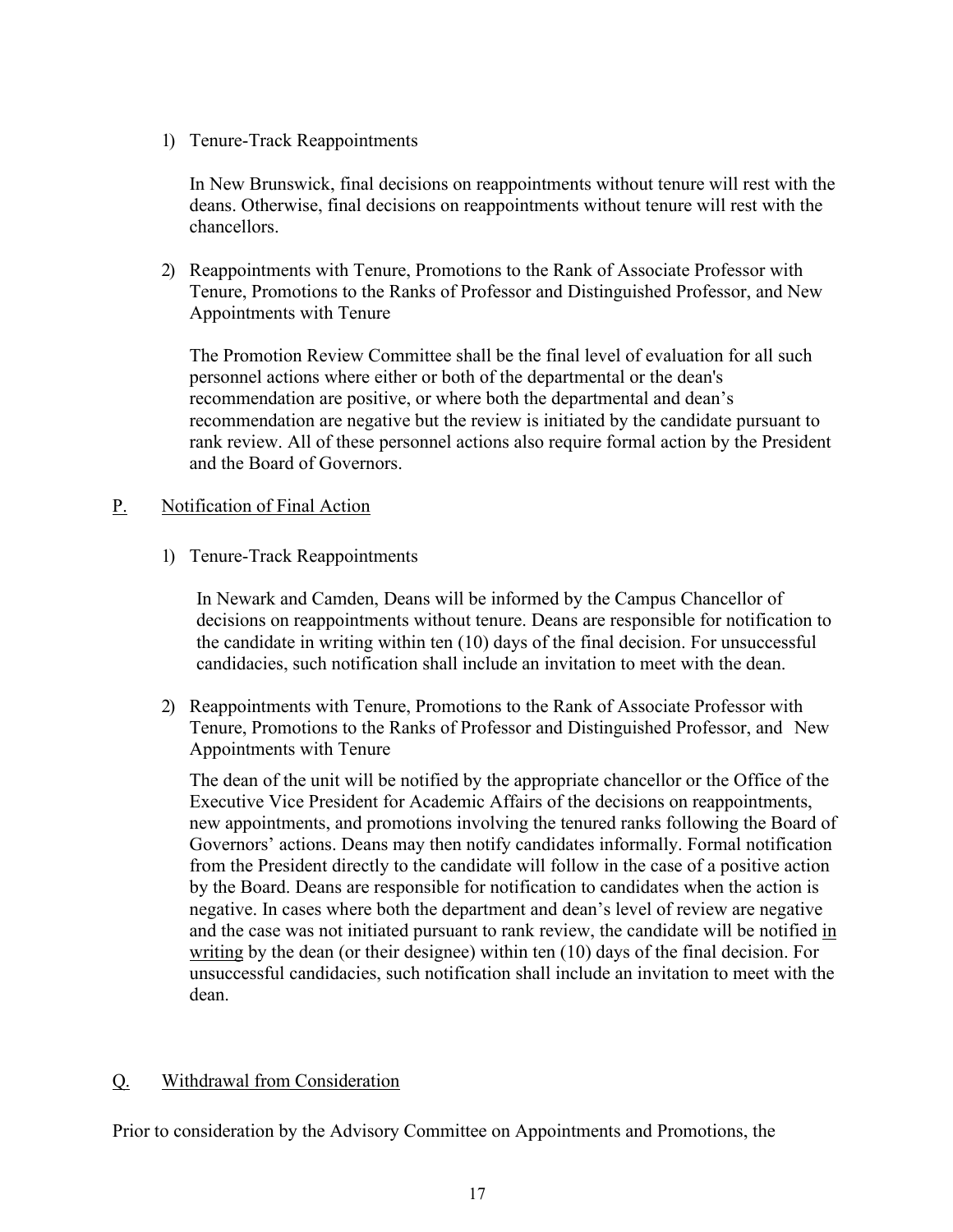1) Tenure-Track Reappointments

   In New Brunswick, final decisions on reappointments without tenure will rest with the deans. Otherwise, final decisions on reappointments without tenure will rest with the chancellors.

2) Reappointments with Tenure, Promotions to the Rank of Associate Professor with Tenure, Promotions to the Ranks of Professor and Distinguished Professor, and New Appointments with Tenure

   The Promotion Review Committee shall be the final level of evaluation for all such personnel actions where either or both of the departmental or the dean's recommendation are positive, or where both the departmental and dean's recommendation are negative but the review is initiated by the candidate pursuant to rank review. All of these personnel actions also require formal action by the President and the Board of Governors.

## P. Notification of Final Action

1) Tenure-Track Reappointments

   In Newark and Camden, Deans will be informed by the Campus Chancellor of decisions on reappointments without tenure. Deans are responsible for notification to the candidate in writing within ten (10) days of the final decision. For unsuccessful candidacies, such notification shall include an invitation to meet with the dean.

2) Reappointments with Tenure, Promotions to the Rank of Associate Professor with Tenure, Promotions to the Ranks of Professor and Distinguished Professor, and New Appointments with Tenure

   The dean of the unit will be notified by the appropriate chancellor or the Office of the Executive Vice President for Academic Affairs of the decisions on reappointments, new appointments, and promotions involving the tenured ranks following the Board of Governors' actions. Deans may then notify candidates informally. Formal notification from the President directly to the candidate will follow in the case of a positive action by the Board. Deans are responsible for notification to candidates when the action is negative. In cases where both the department and dean's level of review are negative and the case was not initiated pursuant to rank review, the candidate will be notified in writing by the dean (or their designee) within ten (10) days of the final decision. For unsuccessful candidacies, such notification shall include an invitation to meet with the dean.

## Q. Withdrawal from Consideration

Prior to consideration by the Advisory Committee on Appointments and Promotions, the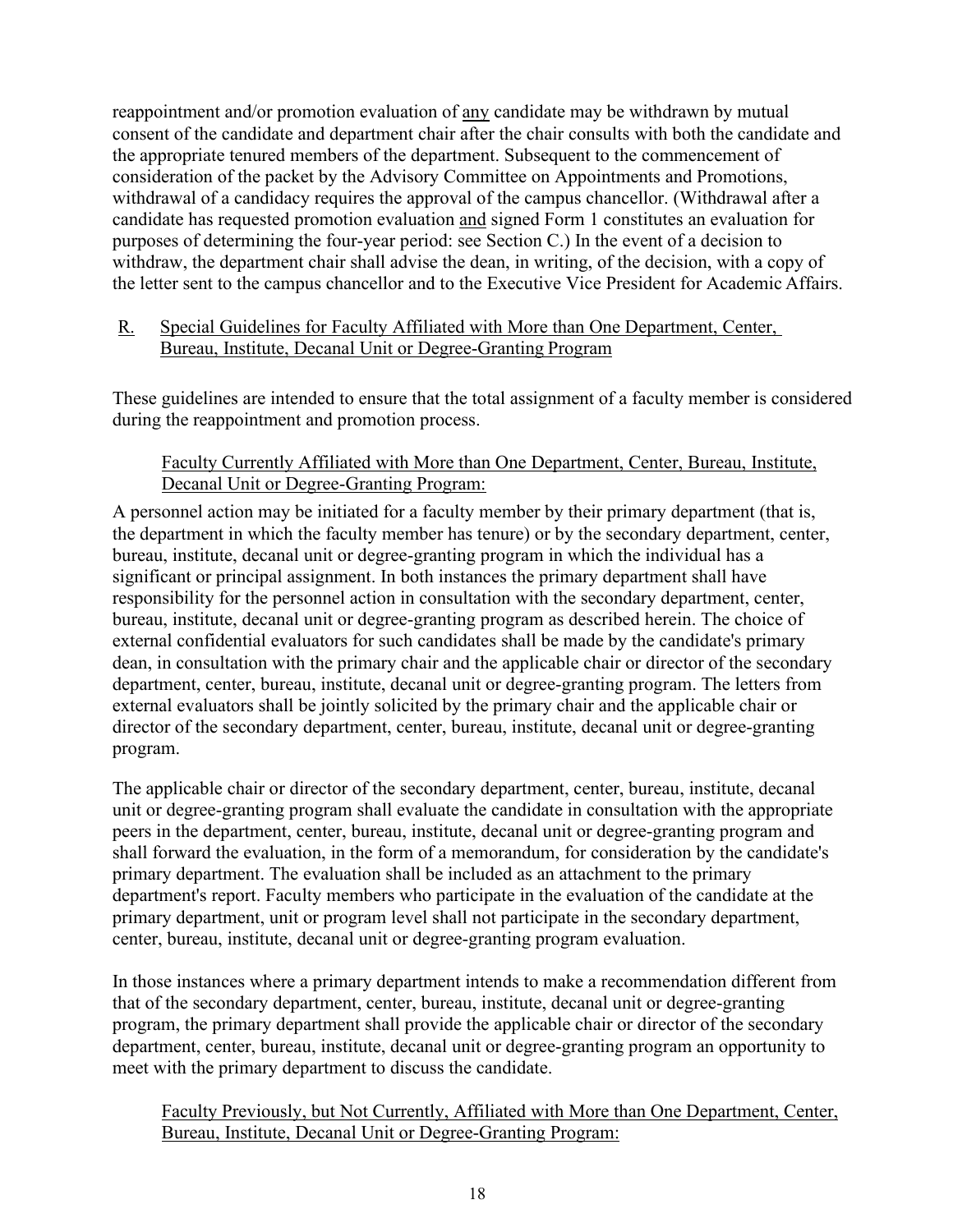reappointment and/or promotion evaluation of <u>any</u> candidate may be withdrawn by mutual consent of the candidate and department chair after the chair consults with both the candidate and the appropriate tenured members of the department. Subsequent to the commencement of consideration of the packet by the Advisory Committee on Appointments and Promotions, withdrawal of a candidacy requires the approval of the campus chancellor. (Withdrawal after a candidate has requested promotion evaluation <u>and</u> signed Form 1 constitutes an evaluation for purposes of determining the four-year period: see Section C.) In the event of a decision to withdraw, the department chair shall advise the dean, in writing, of the decision, with a copy of the letter sent to the campus chancellor and to the Executive Vice President for Academic Affairs.

## R. Special Guidelines for Faculty Affiliated with More than One Department, Center, Bureau, Institute, Decanal Unit or Degree-Granting Program

These guidelines are intended to ensure that the total assignment of a faculty member is considered during the reappointment and promotion process.

### Faculty Currently Affiliated with More than One Department, Center, Bureau, Institute, Decanal Unit or Degree-Granting Program:

A personnel action may be initiated for a faculty member by their primary department (that is, the department in which the faculty member has tenure) or by the secondary department, center, bureau, institute, decanal unit or degree-granting program in which the individual has a significant or principal assignment. In both instances the primary department shall have responsibility for the personnel action in consultation with the secondary department, center, bureau, institute, decanal unit or degree-granting program as described herein. The choice of external confidential evaluators for such candidates shall be made by the candidate's primary dean, in consultation with the primary chair and the applicable chair or director of the secondary department, center, bureau, institute, decanal unit or degree-granting program. The letters from external evaluators shall be jointly solicited by the primary chair and the applicable chair or director of the secondary department, center, bureau, institute, decanal unit or degree-granting program.

The applicable chair or director of the secondary department, center, bureau, institute, decanal unit or degree-granting program shall evaluate the candidate in consultation with the appropriate peers in the department, center, bureau, institute, decanal unit or degree-granting program and shall forward the evaluation, in the form of a memorandum, for consideration by the candidate's primary department. The evaluation shall be included as an attachment to the primary department's report. Faculty members who participate in the evaluation of the candidate at the primary department, unit or program level shall not participate in the secondary department, center, bureau, institute, decanal unit or degree-granting program evaluation.

In those instances where a primary department intends to make a recommendation different from that of the secondary department, center, bureau, institute, decanal unit or degree-granting program, the primary department shall provide the applicable chair or director of the secondary department, center, bureau, institute, decanal unit or degree-granting program an opportunity to meet with the primary department to discuss the candidate.

### Faculty Previously, but Not Currently, Affiliated with More than One Department, Center, Bureau, Institute, Decanal Unit or Degree-Granting Program: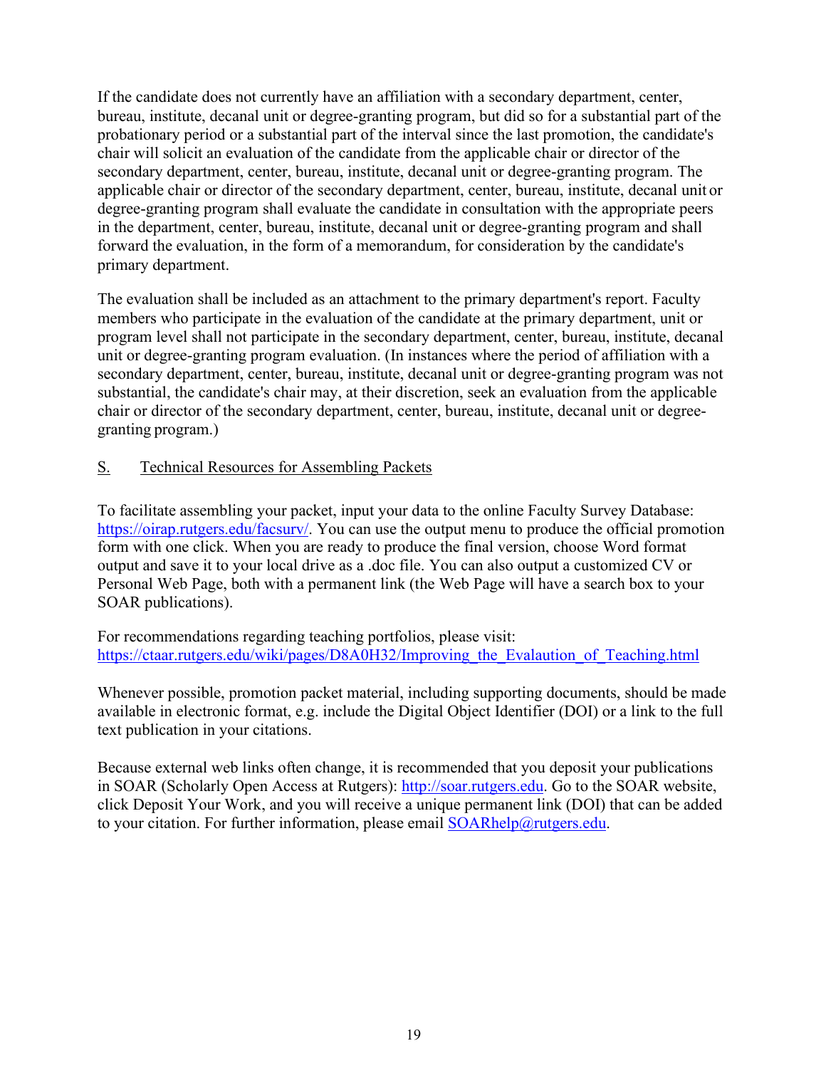If the candidate does not currently have an affiliation with a secondary department, center, bureau, institute, decanal unit or degree-granting program, but did so for a substantial part of the probationary period or a substantial part of the interval since the last promotion, the candidate's chair will solicit an evaluation of the candidate from the applicable chair or director of the secondary department, center, bureau, institute, decanal unit or degree-granting program. The applicable chair or director of the secondary department, center, bureau, institute, decanal unit or degree-granting program shall evaluate the candidate in consultation with the appropriate peers in the department, center, bureau, institute, decanal unit or degree-granting program and shall forward the evaluation, in the form of a memorandum, for consideration by the candidate's primary department.

The evaluation shall be included as an attachment to the primary department's report. Faculty members who participate in the evaluation of the candidate at the primary department, unit or program level shall not participate in the secondary department, center, bureau, institute, decanal unit or degree-granting program evaluation. (In instances where the period of affiliation with a secondary department, center, bureau, institute, decanal unit or degree-granting program was not substantial, the candidate's chair may, at their discretion, seek an evaluation from the applicable chair or director of the secondary department, center, bureau, institute, decanal unit or degree-granting program.)

## S. Technical Resources for Assembling Packets

To facilitate assembling your packet, input your data to the online Faculty Survey Database: https://oirap.rutgers.edu/facsurv/. You can use the output menu to produce the official promotion form with one click. When you are ready to produce the final version, choose Word format output and save it to your local drive as a .doc file. You can also output a customized CV or Personal Web Page, both with a permanent link (the Web Page will have a search box to your SOAR publications).

For recommendations regarding teaching portfolios, please visit: https://ctaar.rutgers.edu/wiki/pages/D8A0H32/Improving_the_Evalaution_of_Teaching.html

Whenever possible, promotion packet material, including supporting documents, should be made available in electronic format, e.g. include the Digital Object Identifier (DOI) or a link to the full text publication in your citations.

Because external web links often change, it is recommended that you deposit your publications in SOAR (Scholarly Open Access at Rutgers): http://soar.rutgers.edu. Go to the SOAR website, click Deposit Your Work, and you will receive a unique permanent link (DOI) that can be added to your citation. For further information, please email SOARhelp@rutgers.edu.